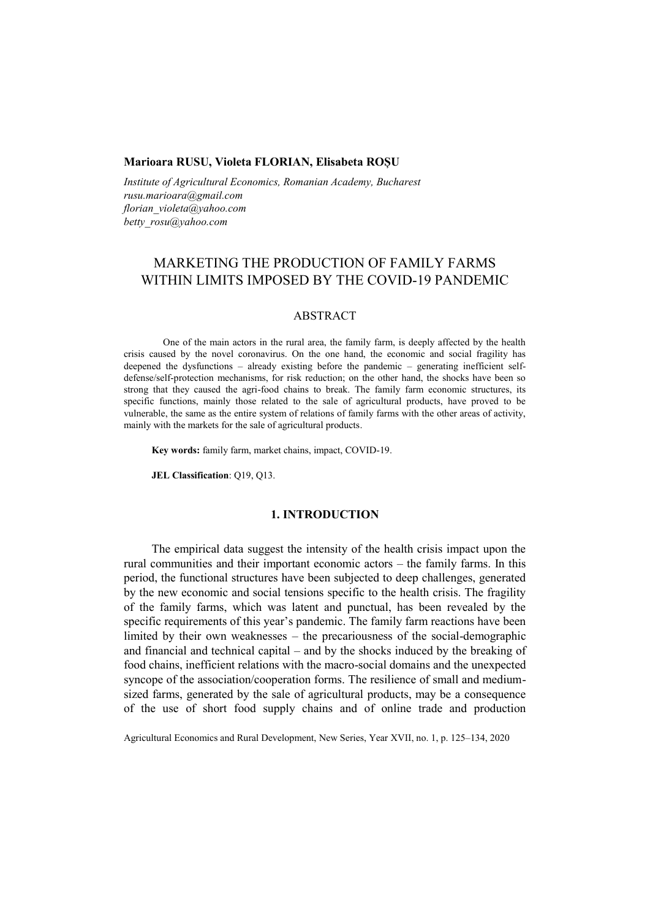**Marioara RUSU, Violeta FLORIAN, Elisabeta ROȘU**

*Institute of Agricultural Economics, Romanian Academy, Bucharest*
*rusu.marioara@gmail.com*
*florian_violeta@yahoo.com*
*betty_rosu@yahoo.com*

# MARKETING THE PRODUCTION OF FAMILY FARMS WITHIN LIMITS IMPOSED BY THE COVID-19 PANDEMIC

## ABSTRACT

One of the main actors in the rural area, the family farm, is deeply affected by the health crisis caused by the novel coronavirus. On the one hand, the economic and social fragility has deepened the dysfunctions – already existing before the pandemic – generating inefficient self-defense/self-protection mechanisms, for risk reduction; on the other hand, the shocks have been so strong that they caused the agri-food chains to break. The family farm economic structures, its specific functions, mainly those related to the sale of agricultural products, have proved to be vulnerable, the same as the entire system of relations of family farms with the other areas of activity, mainly with the markets for the sale of agricultural products.

**Key words:** family farm, market chains, impact, COVID-19.

**JEL Classification**: Q19, Q13.

## 1. INTRODUCTION

The empirical data suggest the intensity of the health crisis impact upon the rural communities and their important economic actors – the family farms. In this period, the functional structures have been subjected to deep challenges, generated by the new economic and social tensions specific to the health crisis. The fragility of the family farms, which was latent and punctual, has been revealed by the specific requirements of this year's pandemic. The family farm reactions have been limited by their own weaknesses – the precariousness of the social-demographic and financial and technical capital – and by the shocks induced by the breaking of food chains, inefficient relations with the macro-social domains and the unexpected syncope of the association/cooperation forms. The resilience of small and medium-sized farms, generated by the sale of agricultural products, may be a consequence of the use of short food supply chains and of online trade and production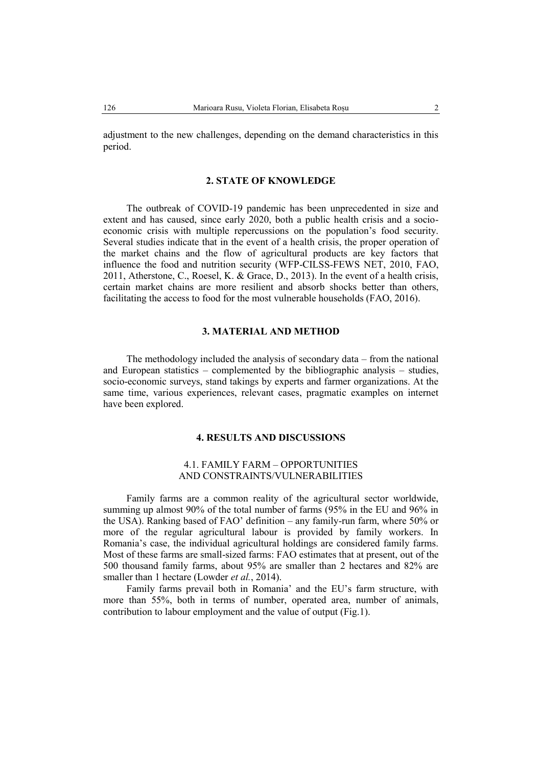adjustment to the new challenges, depending on the demand characteristics in this period.

## 2. STATE OF KNOWLEDGE

The outbreak of COVID-19 pandemic has been unprecedented in size and extent and has caused, since early 2020, both a public health crisis and a socio-economic crisis with multiple repercussions on the population's food security. Several studies indicate that in the event of a health crisis, the proper operation of the market chains and the flow of agricultural products are key factors that influence the food and nutrition security (WFP-CILSS-FEWS NET, 2010, FAO, 2011, Atherstone, C., Roesel, K. & Grace, D., 2013). In the event of a health crisis, certain market chains are more resilient and absorb shocks better than others, facilitating the access to food for the most vulnerable households (FAO, 2016).

## 3. MATERIAL AND METHOD

The methodology included the analysis of secondary data – from the national and European statistics – complemented by the bibliographic analysis – studies, socio-economic surveys, stand takings by experts and farmer organizations. At the same time, various experiences, relevant cases, pragmatic examples on internet have been explored.

## 4. RESULTS AND DISCUSSIONS

### 4.1. FAMILY FARM – OPPORTUNITIES AND CONSTRAINTS/VULNERABILITIES

Family farms are a common reality of the agricultural sector worldwide, summing up almost 90% of the total number of farms (95% in the EU and 96% in the USA). Ranking based of FAO' definition – any family-run farm, where 50% or more of the regular agricultural labour is provided by family workers. In Romania's case, the individual agricultural holdings are considered family farms. Most of these farms are small-sized farms: FAO estimates that at present, out of the 500 thousand family farms, about 95% are smaller than 2 hectares and 82% are smaller than 1 hectare (Lowder *et al.*, 2014).

Family farms prevail both in Romania' and the EU's farm structure, with more than 55%, both in terms of number, operated area, number of animals, contribution to labour employment and the value of output (Fig.1).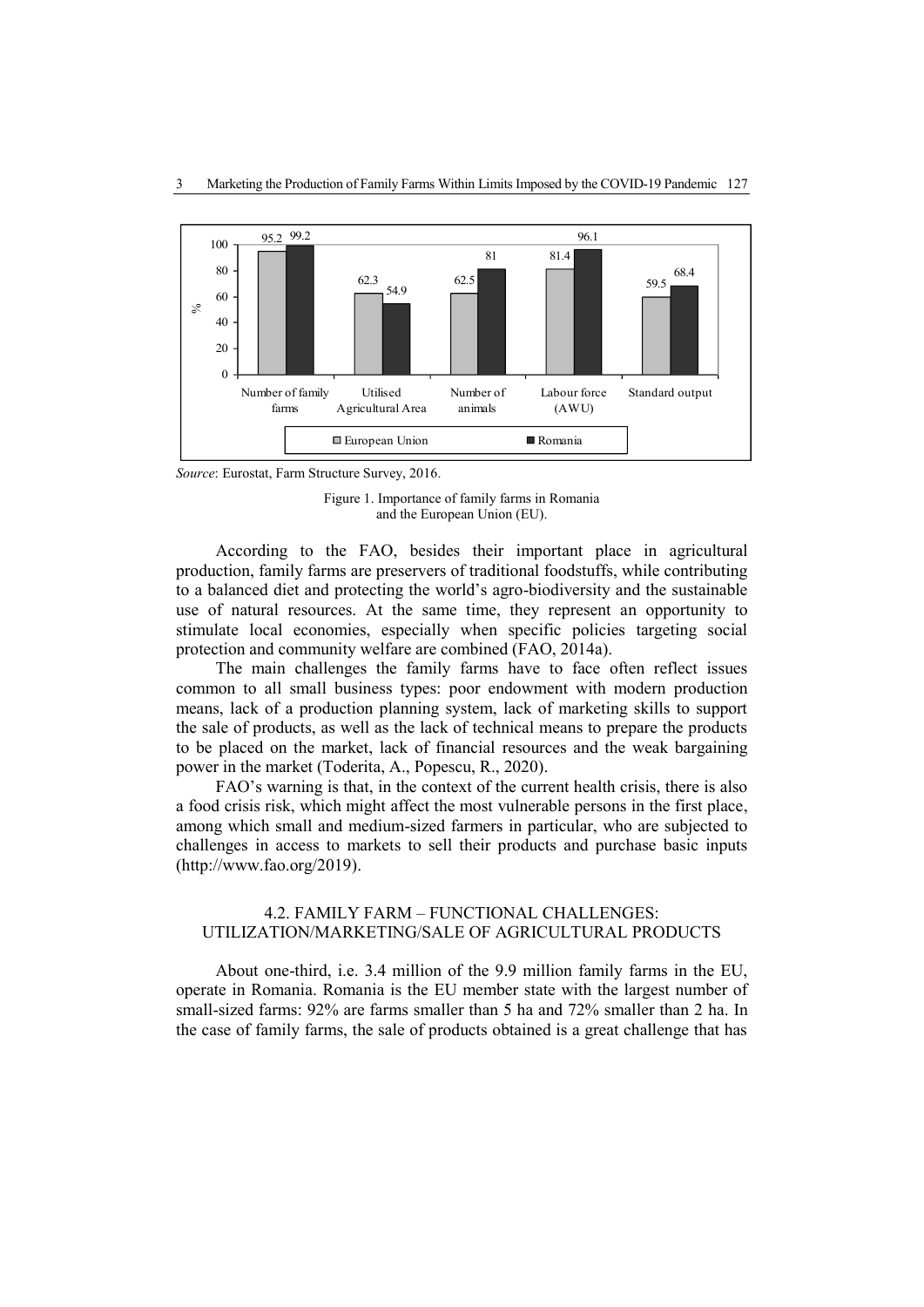| | Number of family farms | Utilised Agricultural Area | Number of animals | Labour force (AWU) | Standard output |
|---|---|---|---|---|---|
| European Union (%) | 95.2 | 62.3 | 62.5 | 81.4 | 59.5 |
| Romania (%) | 99.2 | 54.9 | 81 | 96.1 | 68.4 |

*Source*: Eurostat, Farm Structure Survey, 2016.

Figure 1. Importance of family farms in Romania and the European Union (EU).

According to the FAO, besides their important place in agricultural production, family farms are preservers of traditional foodstuffs, while contributing to a balanced diet and protecting the world's agro-biodiversity and the sustainable use of natural resources. At the same time, they represent an opportunity to stimulate local economies, especially when specific policies targeting social protection and community welfare are combined (FAO, 2014a).

The main challenges the family farms have to face often reflect issues common to all small business types: poor endowment with modern production means, lack of a production planning system, lack of marketing skills to support the sale of products, as well as the lack of technical means to prepare the products to be placed on the market, lack of financial resources and the weak bargaining power in the market (Toderita, A., Popescu, R., 2020).

FAO's warning is that, in the context of the current health crisis, there is also a food crisis risk, which might affect the most vulnerable persons in the first place, among which small and medium-sized farmers in particular, who are subjected to challenges in access to markets to sell their products and purchase basic inputs (http://www.fao.org/2019).

## 4.2. FAMILY FARM – FUNCTIONAL CHALLENGES: UTILIZATION/MARKETING/SALE OF AGRICULTURAL PRODUCTS

About one-third, i.e. 3.4 million of the 9.9 million family farms in the EU, operate in Romania. Romania is the EU member state with the largest number of small-sized farms: 92% are farms smaller than 5 ha and 72% smaller than 2 ha. In the case of family farms, the sale of products obtained is a great challenge that has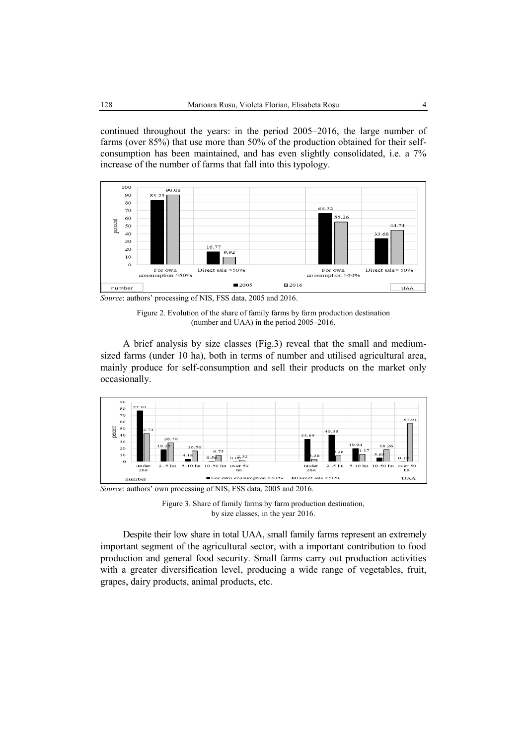continued throughout the years: in the period 2005–2016, the large number of farms (over 85%) that use more than 50% of the production obtained for their self-consumption has been maintained, and has even slightly consolidated, i.e. a 7% increase of the number of farms that fall into this typology.

*Source*: authors' processing of NIS, FSS data, 2005 and 2016.

Figure 2. Evolution of the share of family farms by farm production destination (number and UAA) in the period 2005–2016.

A brief analysis by size classes (Fig.3) reveal that the small and medium-sized farms (under 10 ha), both in terms of number and utilised agricultural area, mainly produce for self-consumption and sell their products on the market only occasionally.

*Source*: authors' own processing of NIS, FSS data, 2005 and 2016.

Figure 3. Share of family farms by farm production destination, by size classes, in the year 2016.

Despite their low share in total UAA, small family farms represent an extremely important segment of the agricultural sector, with a important contribution to food production and general food security. Small farms carry out production activities with a greater diversification level, producing a wide range of vegetables, fruit, grapes, dairy products, animal products, etc.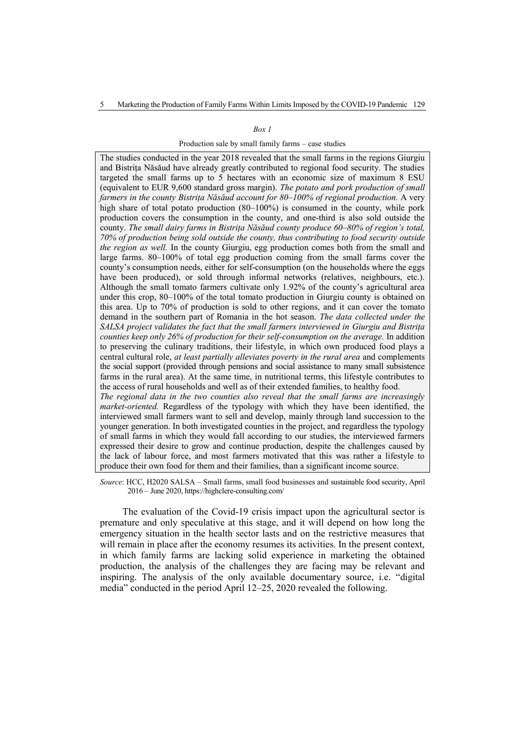*Box 1*

Production sale by small family farms – case studies

The studies conducted in the year 2018 revealed that the small farms in the regions Giurgiu and Bistrița Năsăud have already greatly contributed to regional food security. The studies targeted the small farms up to 5 hectares with an economic size of maximum 8 ESU (equivalent to EUR 9,600 standard gross margin). *The potato and pork production of small farmers in the county Bistrița Năsăud account for 80–100% of regional production.* A very high share of total potato production (80–100%) is consumed in the county, while pork production covers the consumption in the county, and one-third is also sold outside the county. *The small dairy farms in Bistrița Năsăud county produce 60–80% of region's total, 70% of production being sold outside the county, thus contributing to food security outside the region as well.* In the county Giurgiu, egg production comes both from the small and large farms. 80–100% of total egg production coming from the small farms cover the county's consumption needs, either for self-consumption (on the households where the eggs have been produced), or sold through informal networks (relatives, neighbours, etc.). Although the small tomato farmers cultivate only 1.92% of the county's agricultural area under this crop, 80–100% of the total tomato production in Giurgiu county is obtained on this area. Up to 70% of production is sold to other regions, and it can cover the tomato demand in the southern part of Romania in the hot season. *The data collected under the SALSA project validates the fact that the small farmers interviewed in Giurgiu and Bistrița counties keep only 26% of production for their self-consumption on the average.* In addition to preserving the culinary traditions, their lifestyle, in which own produced food plays a central cultural role, *at least partially alleviates poverty in the rural area* and complements the social support (provided through pensions and social assistance to many small subsistence farms in the rural area). At the same time, in nutritional terms, this lifestyle contributes to the access of rural households and well as of their extended families, to healthy food.
*The regional data in the two counties also reveal that the small farms are increasingly market-oriented.* Regardless of the typology with which they have been identified, the interviewed small farmers want to sell and develop, mainly through land succession to the younger generation. In both investigated counties in the project, and regardless the typology of small farms in which they would fall according to our studies, the interviewed farmers expressed their desire to grow and continue production, despite the challenges caused by the lack of labour force, and most farmers motivated that this was rather a lifestyle to produce their own food for them and their families, than a significant income source.

*Source*: HCC, H2020 SALSA – Small farms, small food businesses and sustainable food security, April 2016 – June 2020, https://highclere-consulting.com/

The evaluation of the Covid-19 crisis impact upon the agricultural sector is premature and only speculative at this stage, and it will depend on how long the emergency situation in the health sector lasts and on the restrictive measures that will remain in place after the economy resumes its activities. In the present context, in which family farms are lacking solid experience in marketing the obtained production, the analysis of the challenges they are facing may be relevant and inspiring. The analysis of the only available documentary source, i.e. "digital media" conducted in the period April 12–25, 2020 revealed the following.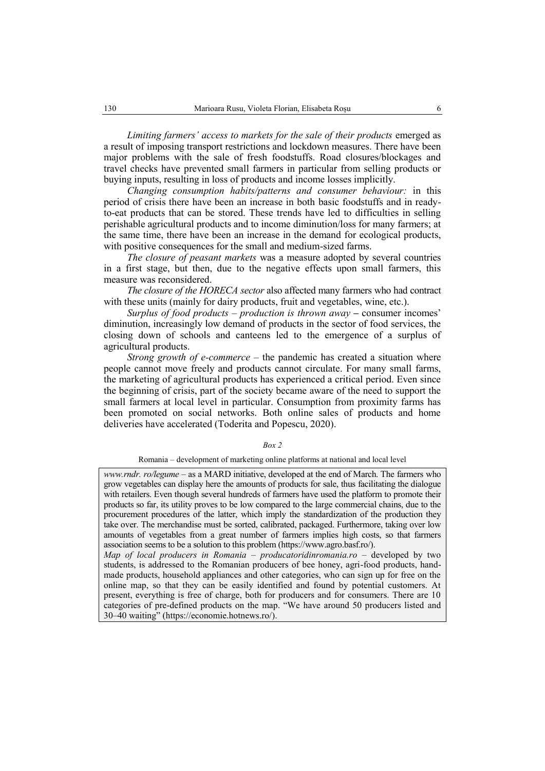*Limiting farmers' access to markets for the sale of their products* emerged as a result of imposing transport restrictions and lockdown measures. There have been major problems with the sale of fresh foodstuffs. Road closures/blockages and travel checks have prevented small farmers in particular from selling products or buying inputs, resulting in loss of products and income losses implicitly.

*Changing consumption habits/patterns and consumer behaviour:* in this period of crisis there have been an increase in both basic foodstuffs and in ready-to-eat products that can be stored. These trends have led to difficulties in selling perishable agricultural products and to income diminution/loss for many farmers; at the same time, there have been an increase in the demand for ecological products, with positive consequences for the small and medium-sized farms.

*The closure of peasant markets* was a measure adopted by several countries in a first stage, but then, due to the negative effects upon small farmers, this measure was reconsidered.

*The closure of the HORECA sector* also affected many farmers who had contract with these units (mainly for dairy products, fruit and vegetables, wine, etc.).

*Surplus of food products – production is thrown away* – consumer incomes' diminution, increasingly low demand of products in the sector of food services, the closing down of schools and canteens led to the emergence of a surplus of agricultural products.

*Strong growth of e-commerce* – the pandemic has created a situation where people cannot move freely and products cannot circulate. For many small farms, the marketing of agricultural products has experienced a critical period. Even since the beginning of crisis, part of the society became aware of the need to support the small farmers at local level in particular. Consumption from proximity farms has been promoted on social networks. Both online sales of products and home deliveries have accelerated (Toderita and Popescu, 2020).

*Box 2*

Romania – development of marketing online platforms at national and local level

*www.rndr. ro/legume* – as a MARD initiative, developed at the end of March. The farmers who grow vegetables can display here the amounts of products for sale, thus facilitating the dialogue with retailers. Even though several hundreds of farmers have used the platform to promote their products so far, its utility proves to be low compared to the large commercial chains, due to the procurement procedures of the latter, which imply the standardization of the production they take over. The merchandise must be sorted, calibrated, packaged. Furthermore, taking over low amounts of vegetables from a great number of farmers implies high costs, so that farmers association seems to be a solution to this problem (https://www.agro.basf.ro/).

*Map of local producers in Romania – producatoridinromania.ro* – developed by two students, is addressed to the Romanian producers of bee honey, agri-food products, hand-made products, household appliances and other categories, who can sign up for free on the online map, so that they can be easily identified and found by potential customers. At present, everything is free of charge, both for producers and for consumers. There are 10 categories of pre-defined products on the map. "We have around 50 producers listed and 30–40 waiting" (https://economie.hotnews.ro/).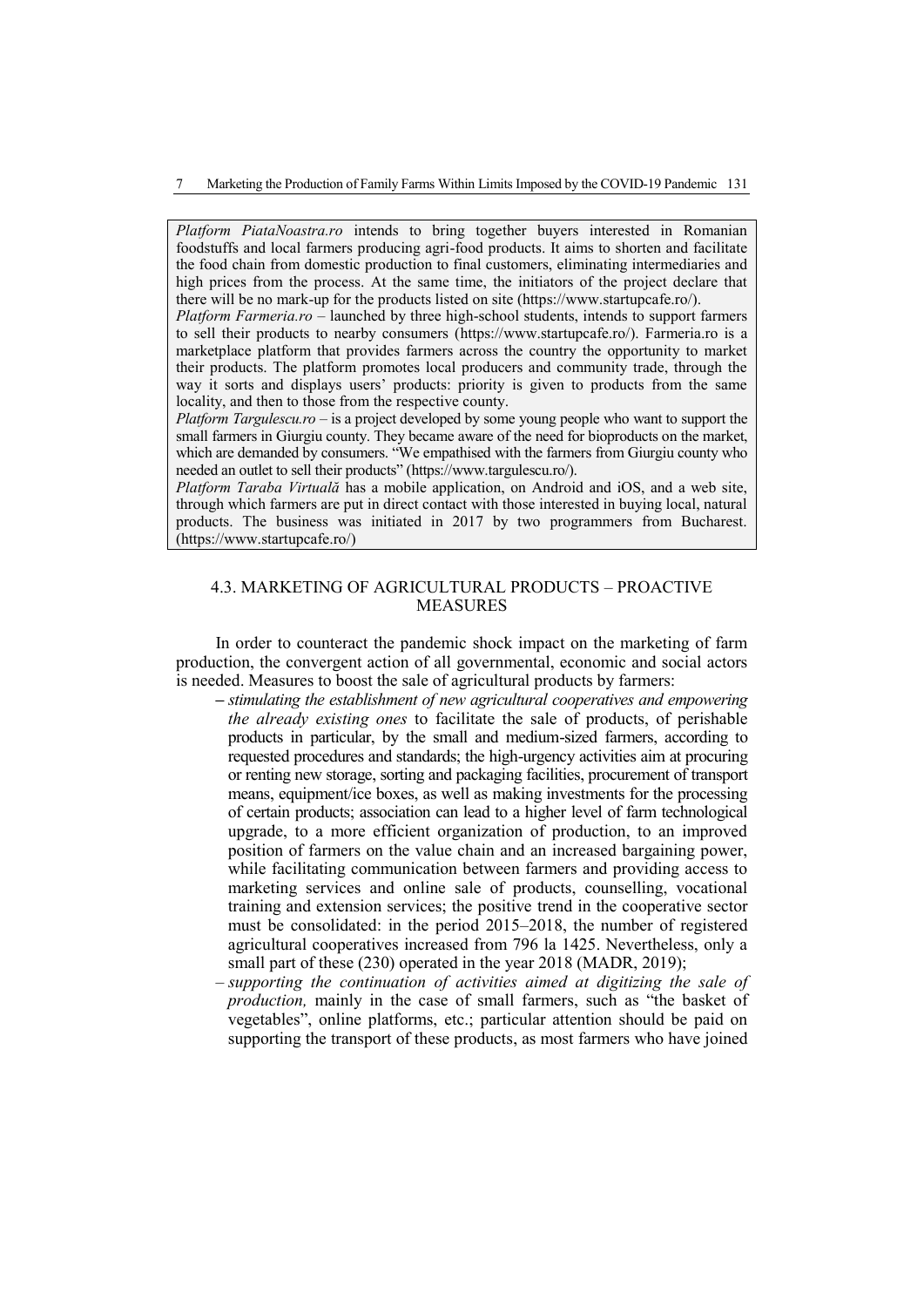*Platform PiataNoastra.ro* intends to bring together buyers interested in Romanian foodstuffs and local farmers producing agri-food products. It aims to shorten and facilitate the food chain from domestic production to final customers, eliminating intermediaries and high prices from the process. At the same time, the initiators of the project declare that there will be no mark-up for the products listed on site (https://www.startupcafe.ro/).

*Platform Farmeria.ro* – launched by three high-school students, intends to support farmers to sell their products to nearby consumers (https://www.startupcafe.ro/). Farmeria.ro is a marketplace platform that provides farmers across the country the opportunity to market their products. The platform promotes local producers and community trade, through the way it sorts and displays users' products: priority is given to products from the same locality, and then to those from the respective county.

*Platform Targulescu.ro* – is a project developed by some young people who want to support the small farmers in Giurgiu county. They became aware of the need for bioproducts on the market, which are demanded by consumers. "We empathised with the farmers from Giurgiu county who needed an outlet to sell their products" (https://www.targulescu.ro/).

*Platform Taraba Virtuală* has a mobile application, on Android and iOS, and a web site, through which farmers are put in direct contact with those interested in buying local, natural products. The business was initiated in 2017 by two programmers from Bucharest. (https://www.startupcafe.ro/)

### 4.3. MARKETING OF AGRICULTURAL PRODUCTS – PROACTIVE MEASURES

In order to counteract the pandemic shock impact on the marketing of farm production, the convergent action of all governmental, economic and social actors is needed. Measures to boost the sale of agricultural products by farmers:

- *stimulating the establishment of new agricultural cooperatives and empowering the already existing ones* to facilitate the sale of products, of perishable products in particular, by the small and medium-sized farmers, according to requested procedures and standards; the high-urgency activities aim at procuring or renting new storage, sorting and packaging facilities, procurement of transport means, equipment/ice boxes, as well as making investments for the processing of certain products; association can lead to a higher level of farm technological upgrade, to a more efficient organization of production, to an improved position of farmers on the value chain and an increased bargaining power, while facilitating communication between farmers and providing access to marketing services and online sale of products, counselling, vocational training and extension services; the positive trend in the cooperative sector must be consolidated: in the period 2015–2018, the number of registered agricultural cooperatives increased from 796 la 1425. Nevertheless, only a small part of these (230) operated in the year 2018 (MADR, 2019);
- *supporting the continuation of activities aimed at digitizing the sale of production,* mainly in the case of small farmers, such as "the basket of vegetables", online platforms, etc.; particular attention should be paid on supporting the transport of these products, as most farmers who have joined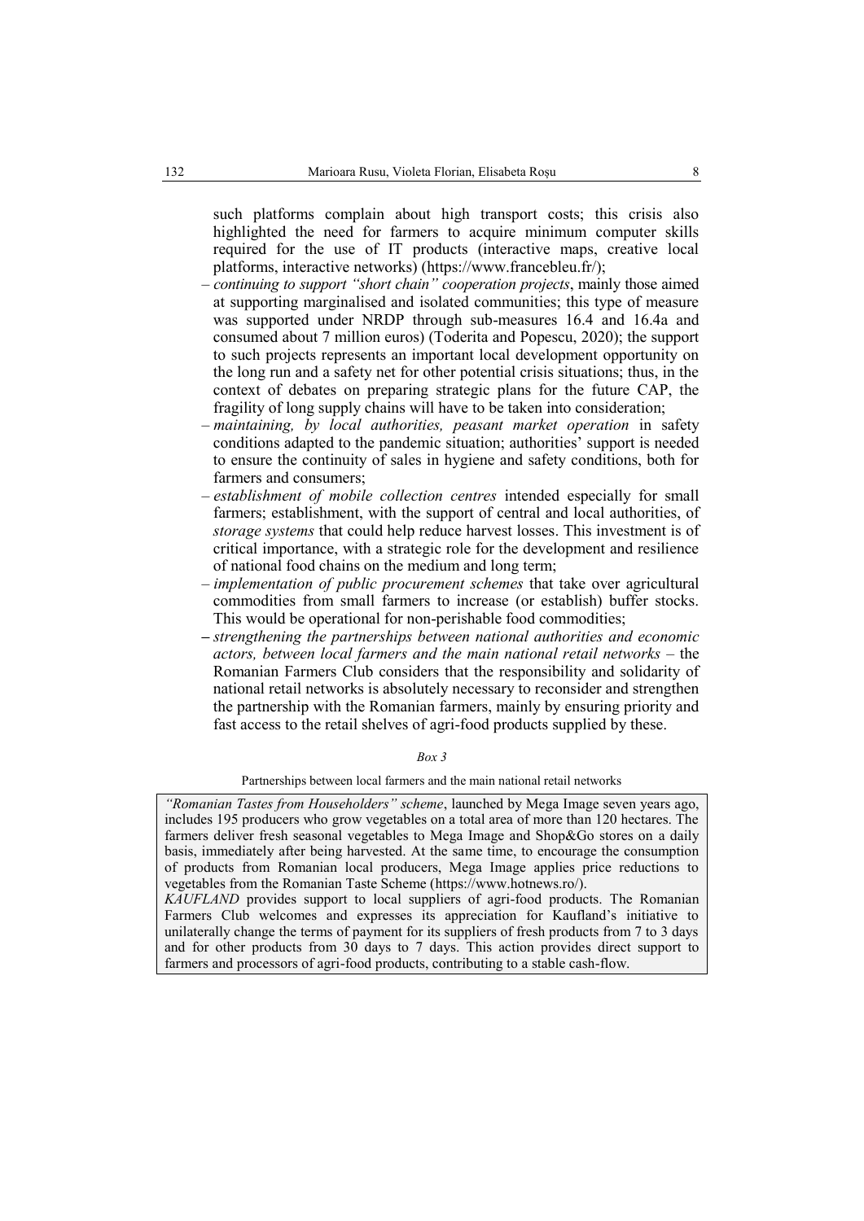such platforms complain about high transport costs; this crisis also highlighted the need for farmers to acquire minimum computer skills required for the use of IT products (interactive maps, creative local platforms, interactive networks) (https://www.francebleu.fr/);

- *continuing to support "short chain" cooperation projects*, mainly those aimed at supporting marginalised and isolated communities; this type of measure was supported under NRDP through sub-measures 16.4 and 16.4a and consumed about 7 million euros) (Toderita and Popescu, 2020); the support to such projects represents an important local development opportunity on the long run and a safety net for other potential crisis situations; thus, in the context of debates on preparing strategic plans for the future CAP, the fragility of long supply chains will have to be taken into consideration;
- *maintaining, by local authorities, peasant market operation* in safety conditions adapted to the pandemic situation; authorities' support is needed to ensure the continuity of sales in hygiene and safety conditions, both for farmers and consumers;
- *establishment of mobile collection centres* intended especially for small farmers; establishment, with the support of central and local authorities, of *storage systems* that could help reduce harvest losses. This investment is of critical importance, with a strategic role for the development and resilience of national food chains on the medium and long term;
- *implementation of public procurement schemes* that take over agricultural commodities from small farmers to increase (or establish) buffer stocks. This would be operational for non-perishable food commodities;
- *strengthening the partnerships between national authorities and economic actors, between local farmers and the main national retail networks* – the Romanian Farmers Club considers that the responsibility and solidarity of national retail networks is absolutely necessary to reconsider and strengthen the partnership with the Romanian farmers, mainly by ensuring priority and fast access to the retail shelves of agri-food products supplied by these.

*Box 3*

Partnerships between local farmers and the main national retail networks

*"Romanian Tastes from Householders" scheme*, launched by Mega Image seven years ago, includes 195 producers who grow vegetables on a total area of more than 120 hectares. The farmers deliver fresh seasonal vegetables to Mega Image and Shop&Go stores on a daily basis, immediately after being harvested. At the same time, to encourage the consumption of products from Romanian local producers, Mega Image applies price reductions to vegetables from the Romanian Taste Scheme (https://www.hotnews.ro/).

*KAUFLAND* provides support to local suppliers of agri-food products. The Romanian Farmers Club welcomes and expresses its appreciation for Kaufland's initiative to unilaterally change the terms of payment for its suppliers of fresh products from 7 to 3 days and for other products from 30 days to 7 days. This action provides direct support to farmers and processors of agri-food products, contributing to a stable cash-flow.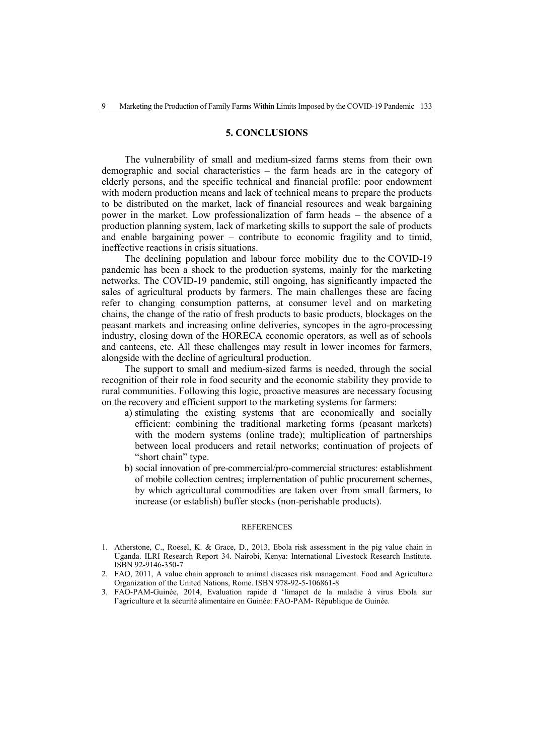## 5. CONCLUSIONS

The vulnerability of small and medium-sized farms stems from their own demographic and social characteristics – the farm heads are in the category of elderly persons, and the specific technical and financial profile: poor endowment with modern production means and lack of technical means to prepare the products to be distributed on the market, lack of financial resources and weak bargaining power in the market. Low professionalization of farm heads – the absence of a production planning system, lack of marketing skills to support the sale of products and enable bargaining power – contribute to economic fragility and to timid, ineffective reactions in crisis situations.

The declining population and labour force mobility due to the COVID-19 pandemic has been a shock to the production systems, mainly for the marketing networks. The COVID-19 pandemic, still ongoing, has significantly impacted the sales of agricultural products by farmers. The main challenges these are facing refer to changing consumption patterns, at consumer level and on marketing chains, the change of the ratio of fresh products to basic products, blockages on the peasant markets and increasing online deliveries, syncopes in the agro-processing industry, closing down of the HORECA economic operators, as well as of schools and canteens, etc. All these challenges may result in lower incomes for farmers, alongside with the decline of agricultural production.

The support to small and medium-sized farms is needed, through the social recognition of their role in food security and the economic stability they provide to rural communities. Following this logic, proactive measures are necessary focusing on the recovery and efficient support to the marketing systems for farmers:

a) stimulating the existing systems that are economically and socially efficient: combining the traditional marketing forms (peasant markets) with the modern systems (online trade); multiplication of partnerships between local producers and retail networks; continuation of projects of "short chain" type.

b) social innovation of pre-commercial/pro-commercial structures: establishment of mobile collection centres; implementation of public procurement schemes, by which agricultural commodities are taken over from small farmers, to increase (or establish) buffer stocks (non-perishable products).

### REFERENCES

1. Atherstone, C., Roesel, K. & Grace, D., 2013, Ebola risk assessment in the pig value chain in Uganda. ILRI Research Report 34. Nairobi, Kenya: International Livestock Research Institute. ISBN 92-9146-350-7
2. FAO, 2011, A value chain approach to animal diseases risk management. Food and Agriculture Organization of the United Nations, Rome. ISBN 978-92-5-106861-8
3. FAO-PAM-Guinée, 2014, Evaluation rapide d 'limapct de la maladie à virus Ebola sur l'agriculture et la sécurité alimentaire en Guinée: FAO-PAM- République de Guinée.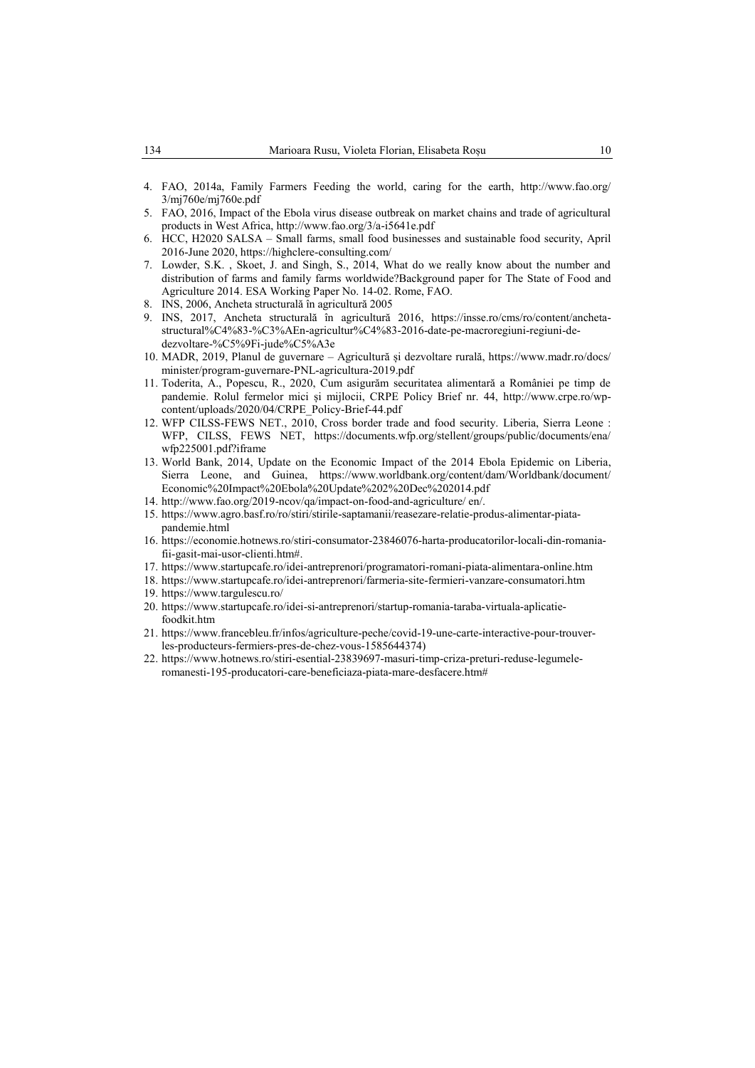4. FAO, 2014a, Family Farmers Feeding the world, caring for the earth, http://www.fao.org/3/mj760e/mj760e.pdf
5. FAO, 2016, Impact of the Ebola virus disease outbreak on market chains and trade of agricultural products in West Africa, http://www.fao.org/3/a-i5641e.pdf
6. HCC, H2020 SALSA – Small farms, small food businesses and sustainable food security, April 2016-June 2020, https://highclere-consulting.com/
7. Lowder, S.K. , Skoet, J. and Singh, S., 2014, What do we really know about the number and distribution of farms and family farms worldwide?Background paper for The State of Food and Agriculture 2014. ESA Working Paper No. 14-02. Rome, FAO.
8. INS, 2006, Ancheta structurală în agricultură 2005
9. INS, 2017, Ancheta structurală în agricultură 2016, https://insse.ro/cms/ro/content/ancheta-structural%C4%83-%C3%AEn-agricultur%C4%83-2016-date-pe-macroregiuni-regiuni-de-dezvoltare-%C5%9Fi-jude%C5%A3e
10. MADR, 2019, Planul de guvernare – Agricultură şi dezvoltare rurală, https://www.madr.ro/docs/minister/program-guvernare-PNL-agricultura-2019.pdf
11. Toderita, A., Popescu, R., 2020, Cum asigurăm securitatea alimentară a României pe timp de pandemie. Rolul fermelor mici şi mijlocii, CRPE Policy Brief nr. 44, http://www.crpe.ro/wp-content/uploads/2020/04/CRPE_Policy-Brief-44.pdf
12. WFP CILSS-FEWS NET., 2010, Cross border trade and food security. Liberia, Sierra Leone : WFP, CILSS, FEWS NET, https://documents.wfp.org/stellent/groups/public/documents/ena/wfp225001.pdf?iframe
13. World Bank, 2014, Update on the Economic Impact of the 2014 Ebola Epidemic on Liberia, Sierra Leone, and Guinea, https://www.worldbank.org/content/dam/Worldbank/document/Economic%20Impact%20Ebola%20Update%202%20Dec%202014.pdf
14. http://www.fao.org/2019-ncov/qa/impact-on-food-and-agriculture/ en/.
15. https://www.agro.basf.ro/ro/stiri/stirile-saptamanii/reasezare-relatie-produs-alimentar-piata-pandemie.html
16. https://economie.hotnews.ro/stiri-consumator-23846076-harta-producatorilor-locali-din-romania-fii-gasit-mai-usor-clienti.htm#.
17. https://www.startupcafe.ro/idei-antreprenori/programatori-romani-piata-alimentara-online.htm
18. https://www.startupcafe.ro/idei-antreprenori/farmeria-site-fermieri-vanzare-consumatori.htm
19. https://www.targulescu.ro/
20. https://www.startupcafe.ro/idei-si-antreprenori/startup-romania-taraba-virtuala-aplicatie-foodkit.htm
21. https://www.francebleu.fr/infos/agriculture-peche/covid-19-une-carte-interactive-pour-trouver-les-producteurs-fermiers-pres-de-chez-vous-1585644374)
22. https://www.hotnews.ro/stiri-esential-23839697-masuri-timp-criza-preturi-reduse-legumele-romanesti-195-producatori-care-beneficiaza-piata-mare-desfacere.htm#